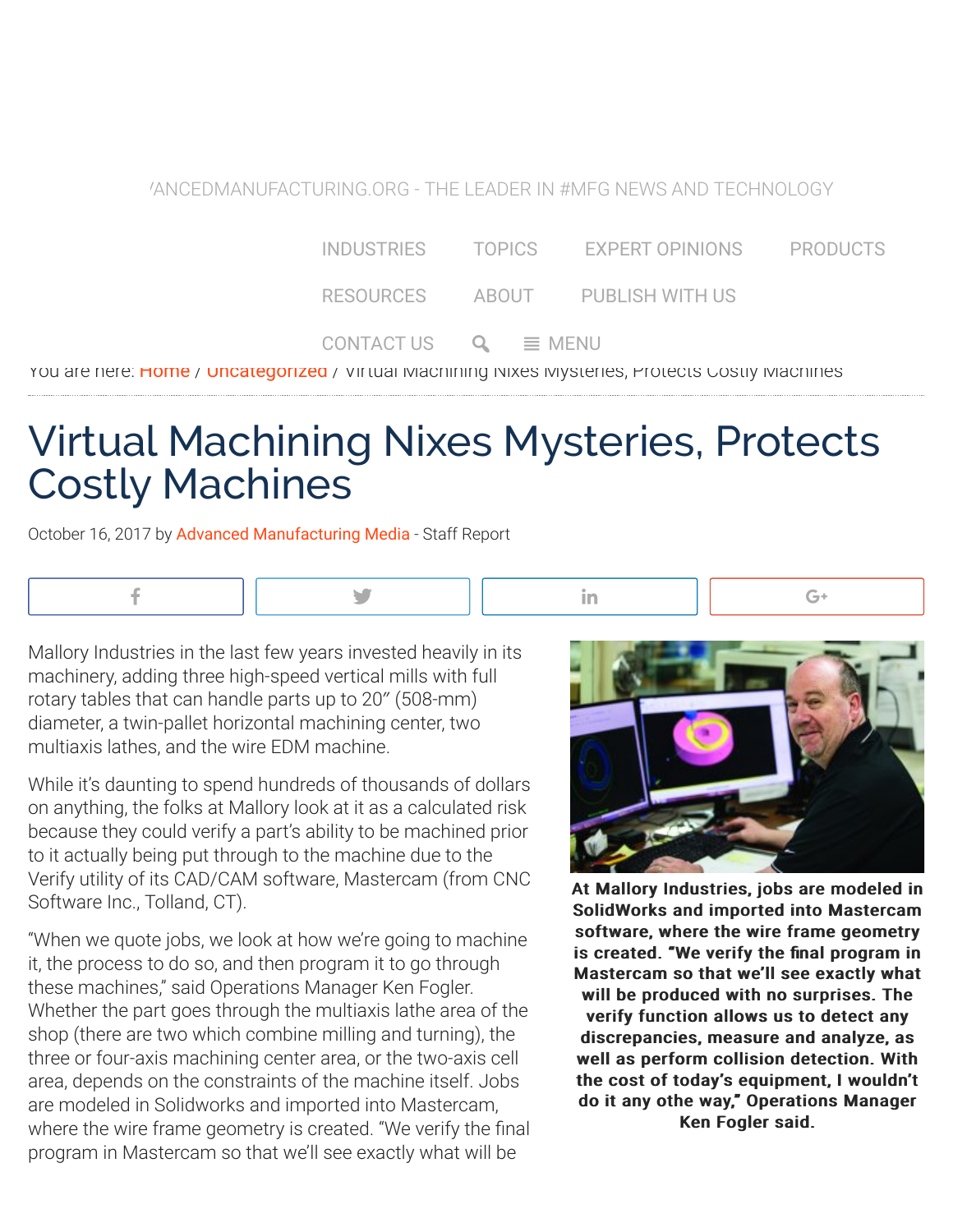# Virtual Machining Nixes Mysteries, Protects Costly Machines

October 16, 2017 by Advanced Manufacturing Media - Staff Report

Mallory Industries in the last few years invested heavily in its machinery, adding three high-speed vertical mills with full rotary tables that can handle parts up to 20″ (508-mm) diameter, a twin-pallet horizontal machining center, two multiaxis lathes, and the wire EDM machine.

While it's daunting to spend hundreds of thousands of dollars on anything, the folks at Mallory look at it as a calculated risk because they could verify a part's ability to be machined prior to it actually being put through to the machine due to the Verify utility of its CAD/CAM software, Mastercam (from CNC Software Inc., Tolland, CT).

**At Mallory Industries, jobs are modeled in SolidWorks and imported into Mastercam software, where the wire frame geometry is created. "We verify the final program in Mastercam so that we'll see exactly what will be produced with no surprises. The verify function allows us to detect any discrepancies, measure and analyze, as well as perform collision detection. With the cost of today's equipment, I wouldn't do it any othe way," Operations Manager Ken Fogler said.**

"When we quote jobs, we look at how we're going to machine it, the process to do so, and then program it to go through these machines," said Operations Manager Ken Fogler. Whether the part goes through the multiaxis lathe area of the shop (there are two which combine milling and turning), the three or four-axis machining center area, or the two-axis cell area, depends on the constraints of the machine itself. Jobs are modeled in Solidworks and imported into Mastercam, where the wire frame geometry is created. "We verify the final program in Mastercam so that we'll see exactly what will be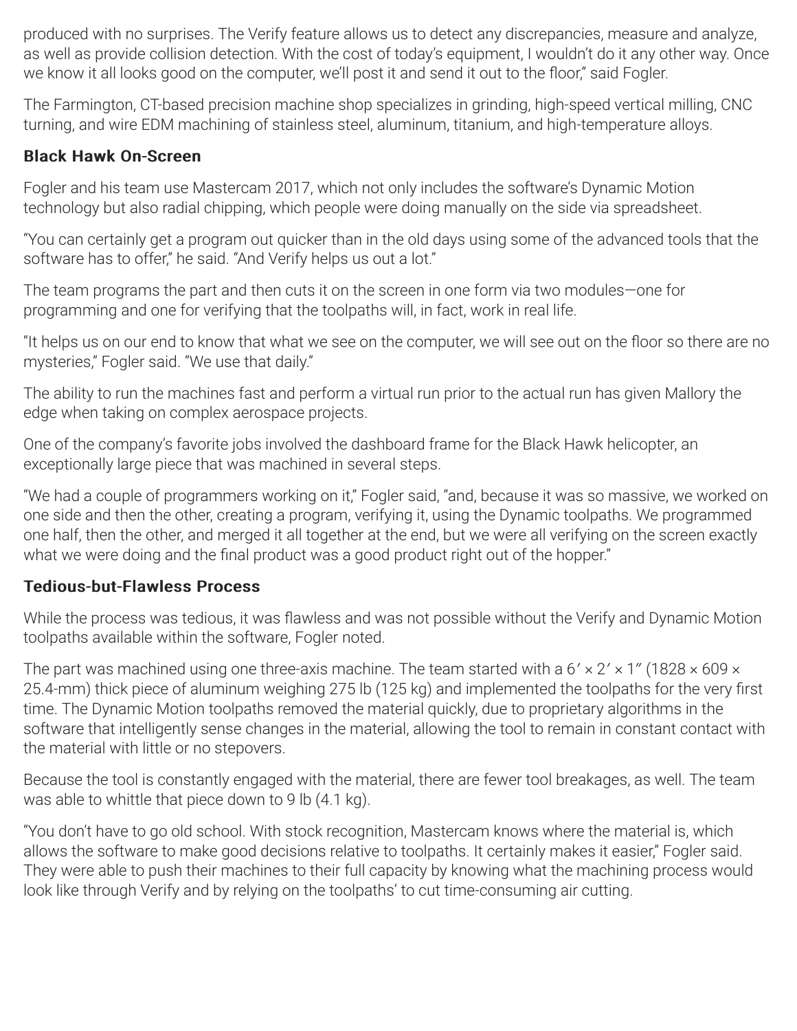produced with no surprises. The Verify feature allows us to detect any discrepancies, measure and analyze, as well as provide collision detection. With the cost of today's equipment, I wouldn't do it any other way. Once we know it all looks good on the computer, we'll post it and send it out to the floor," said Fogler.

The Farmington, CT-based precision machine shop specializes in grinding, high-speed vertical milling, CNC turning, and wire EDM machining of stainless steel, aluminum, titanium, and high-temperature alloys.

## Black Hawk On-Screen

Fogler and his team use Mastercam 2017, which not only includes the software's Dynamic Motion technology but also radial chipping, which people were doing manually on the side via spreadsheet.

"You can certainly get a program out quicker than in the old days using some of the advanced tools that the software has to offer," he said. "And Verify helps us out a lot."

The team programs the part and then cuts it on the screen in one form via two modules—one for programming and one for verifying that the toolpaths will, in fact, work in real life.

"It helps us on our end to know that what we see on the computer, we will see out on the floor so there are no mysteries," Fogler said. "We use that daily."

The ability to run the machines fast and perform a virtual run prior to the actual run has given Mallory the edge when taking on complex aerospace projects.

One of the company's favorite jobs involved the dashboard frame for the Black Hawk helicopter, an exceptionally large piece that was machined in several steps.

"We had a couple of programmers working on it," Fogler said, "and, because it was so massive, we worked on one side and then the other, creating a program, verifying it, using the Dynamic toolpaths. We programmed one half, then the other, and merged it all together at the end, but we were all verifying on the screen exactly what we were doing and the final product was a good product right out of the hopper."

## Tedious-but-Flawless Process

While the process was tedious, it was flawless and was not possible without the Verify and Dynamic Motion toolpaths available within the software, Fogler noted.

The part was machined using one three-axis machine. The team started with a 6′ × 2′ × 1″ (1828 × 609 × 25.4-mm) thick piece of aluminum weighing 275 lb (125 kg) and implemented the toolpaths for the very first time. The Dynamic Motion toolpaths removed the material quickly, due to proprietary algorithms in the software that intelligently sense changes in the material, allowing the tool to remain in constant contact with the material with little or no stepovers.

Because the tool is constantly engaged with the material, there are fewer tool breakages, as well. The team was able to whittle that piece down to 9 lb (4.1 kg).

"You don't have to go old school. With stock recognition, Mastercam knows where the material is, which allows the software to make good decisions relative to toolpaths. It certainly makes it easier," Fogler said. They were able to push their machines to their full capacity by knowing what the machining process would look like through Verify and by relying on the toolpaths' to cut time-consuming air cutting.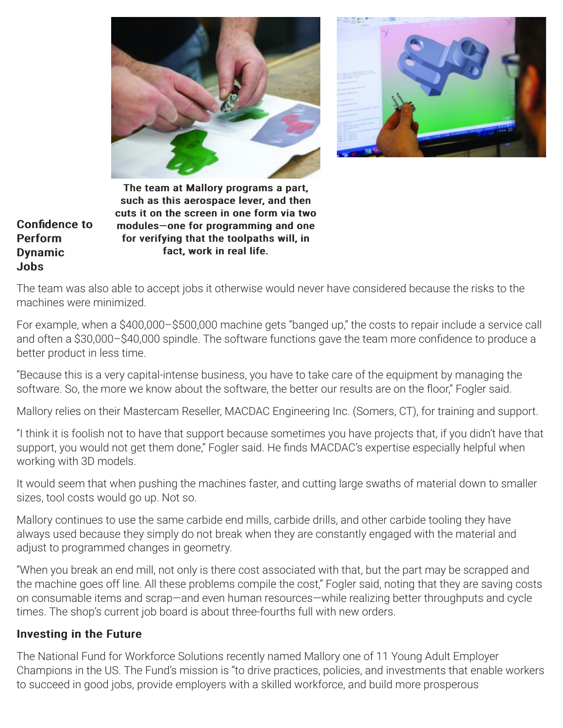The team at Mallory programs a part, such as this aerospace lever, and then cuts it on the screen in one form via two modules—one for programming and one for verifying that the toolpaths will, in fact, work in real life.

## Confidence to Perform Dynamic Jobs

The team was also able to accept jobs it otherwise would never have considered because the risks to the machines were minimized.

For example, when a $400,000–$500,000 machine gets "banged up," the costs to repair include a service call and often a $30,000–$40,000 spindle. The software functions gave the team more confidence to produce a better product in less time.

"Because this is a very capital-intense business, you have to take care of the equipment by managing the software. So, the more we know about the software, the better our results are on the floor," Fogler said.

Mallory relies on their Mastercam Reseller, MACDAC Engineering Inc. (Somers, CT), for training and support.

"I think it is foolish not to have that support because sometimes you have projects that, if you didn't have that support, you would not get them done," Fogler said. He finds MACDAC's expertise especially helpful when working with 3D models.

It would seem that when pushing the machines faster, and cutting large swaths of material down to smaller sizes, tool costs would go up. Not so.

Mallory continues to use the same carbide end mills, carbide drills, and other carbide tooling they have always used because they simply do not break when they are constantly engaged with the material and adjust to programmed changes in geometry.

"When you break an end mill, not only is there cost associated with that, but the part may be scrapped and the machine goes off line. All these problems compile the cost," Fogler said, noting that they are saving costs on consumable items and scrap—and even human resources—while realizing better throughputs and cycle times. The shop's current job board is about three-fourths full with new orders.

## Investing in the Future

The National Fund for Workforce Solutions recently named Mallory one of 11 Young Adult Employer Champions in the US. The Fund's mission is "to drive practices, policies, and investments that enable workers to succeed in good jobs, provide employers with a skilled workforce, and build more prosperous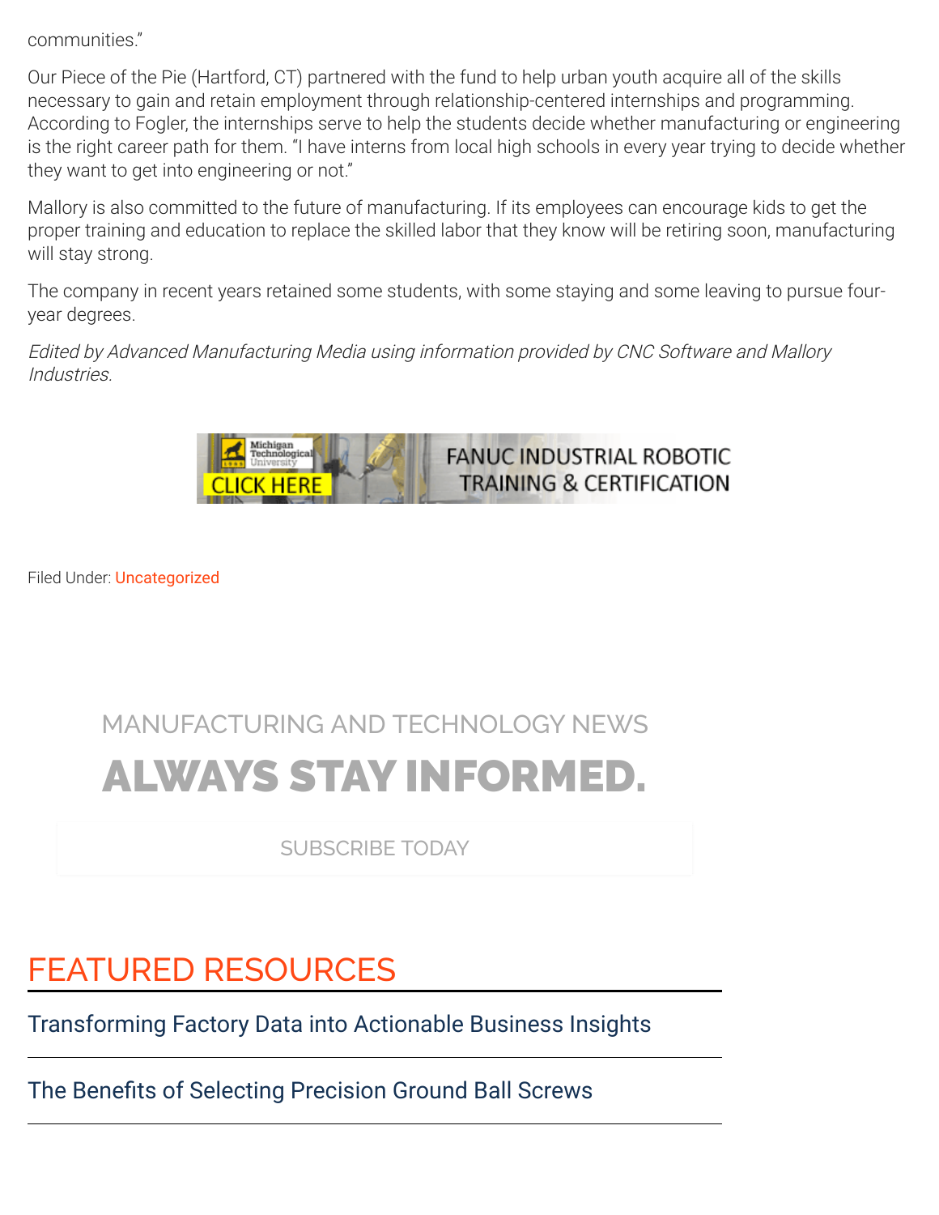communities."

Our Piece of the Pie (Hartford, CT) partnered with the fund to help urban youth acquire all of the skills necessary to gain and retain employment through relationship-centered internships and programming. According to Fogler, the internships serve to help the students decide whether manufacturing or engineering is the right career path for them. "I have interns from local high schools in every year trying to decide whether they want to get into engineering or not."

Mallory is also committed to the future of manufacturing. If its employees can encourage kids to get the proper training and education to replace the skilled labor that they know will be retiring soon, manufacturing will stay strong.

The company in recent years retained some students, with some staying and some leaving to pursue four-year degrees.

*Edited by Advanced Manufacturing Media using information provided by CNC Software and Mallory Industries.*

Michigan Technological University CLICK HERE FANUC INDUSTRIAL ROBOTIC TRAINING & CERTIFICATION

Filed Under: Uncategorized

MANUFACTURING AND TECHNOLOGY NEWS

# ALWAYS STAY INFORMED.

SUBSCRIBE TODAY

## FEATURED RESOURCES

Transforming Factory Data into Actionable Business Insights

The Benefits of Selecting Precision Ground Ball Screws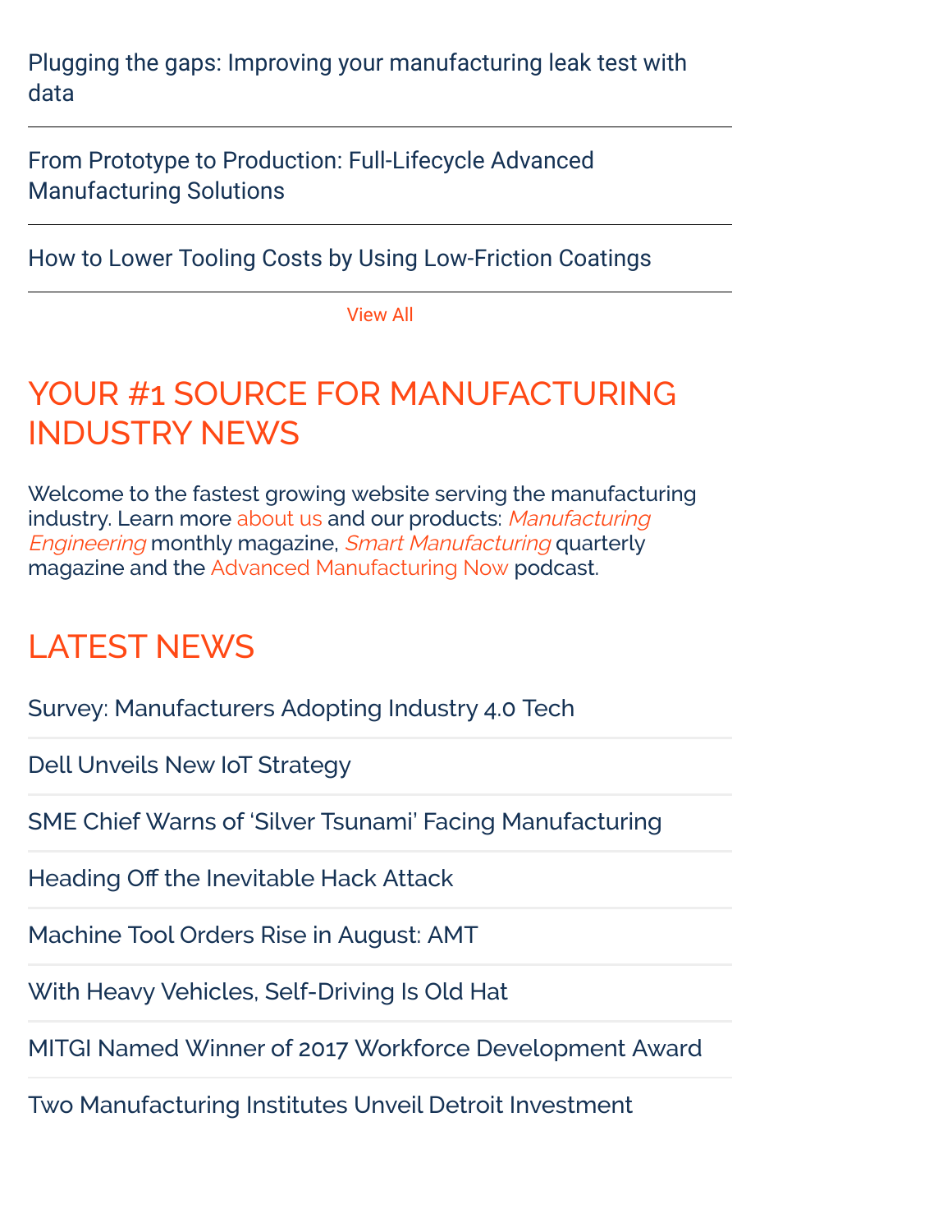Plugging the gaps: Improving your manufacturing leak test with data

From Prototype to Production: Full-Lifecycle Advanced Manufacturing Solutions

How to Lower Tooling Costs by Using Low-Friction Coatings

View All

## YOUR #1 SOURCE FOR MANUFACTURING INDUSTRY NEWS

Welcome to the fastest growing website serving the manufacturing industry. Learn more about us and our products: *Manufacturing Engineering* monthly magazine, *Smart Manufacturing* quarterly magazine and the Advanced Manufacturing Now podcast.

## LATEST NEWS

Survey: Manufacturers Adopting Industry 4.0 Tech

Dell Unveils New IoT Strategy

SME Chief Warns of 'Silver Tsunami' Facing Manufacturing

Heading Off the Inevitable Hack Attack

Machine Tool Orders Rise in August: AMT

With Heavy Vehicles, Self-Driving Is Old Hat

MITGI Named Winner of 2017 Workforce Development Award

Two Manufacturing Institutes Unveil Detroit Investment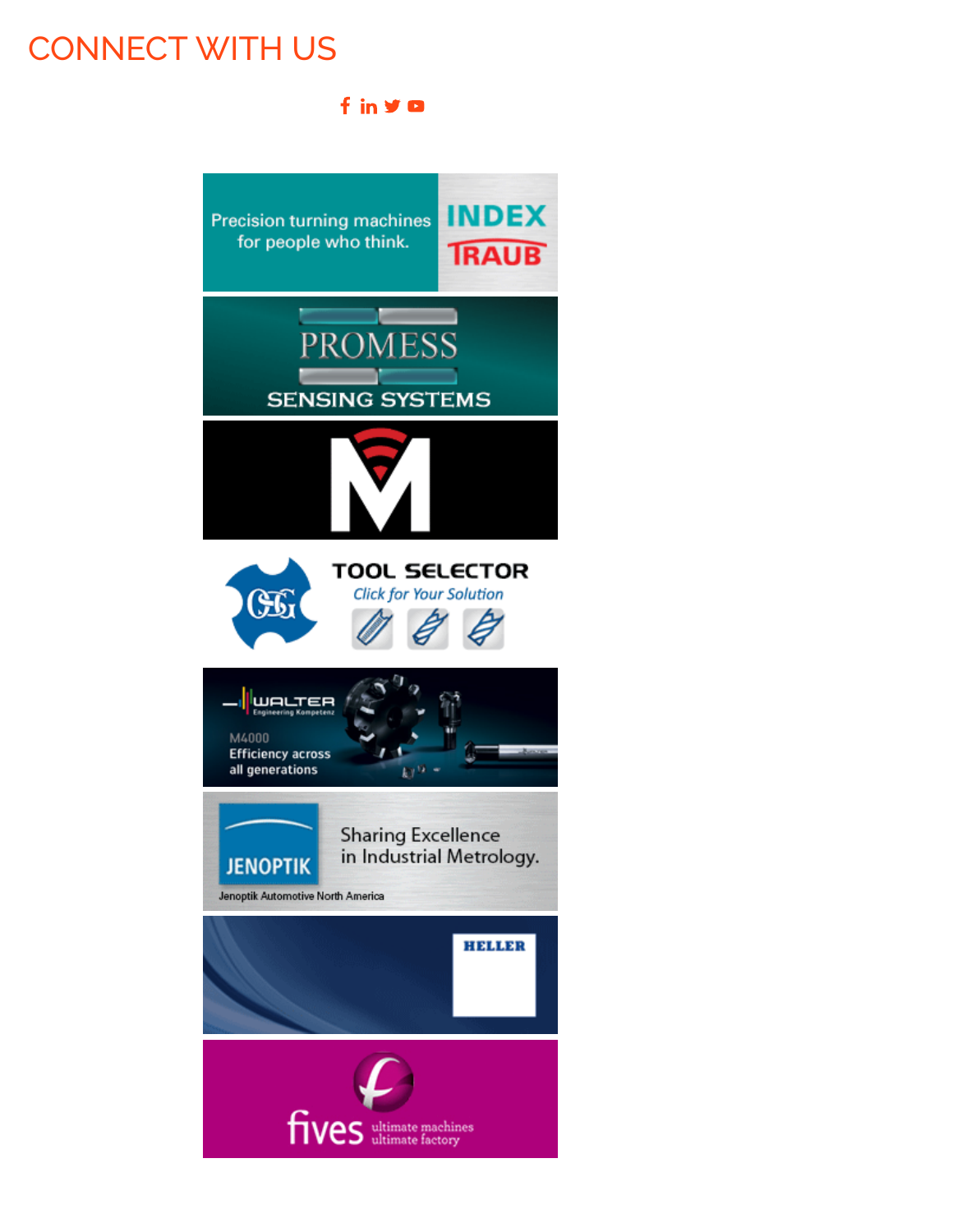# CONNECT WITH US

Precision turning machines for people who think. INDEX TRAUB

PROMESS SENSING SYSTEMS

TOOL SELECTOR
*Click for Your Solution*

WALTER
Engineering Kompetenz
M4000
Efficiency across all generations

JENOPTIK
Sharing Excellence in Industrial Metrology.
Jenoptik Automotive North America

HELLER

fives ultimate machines ultimate factory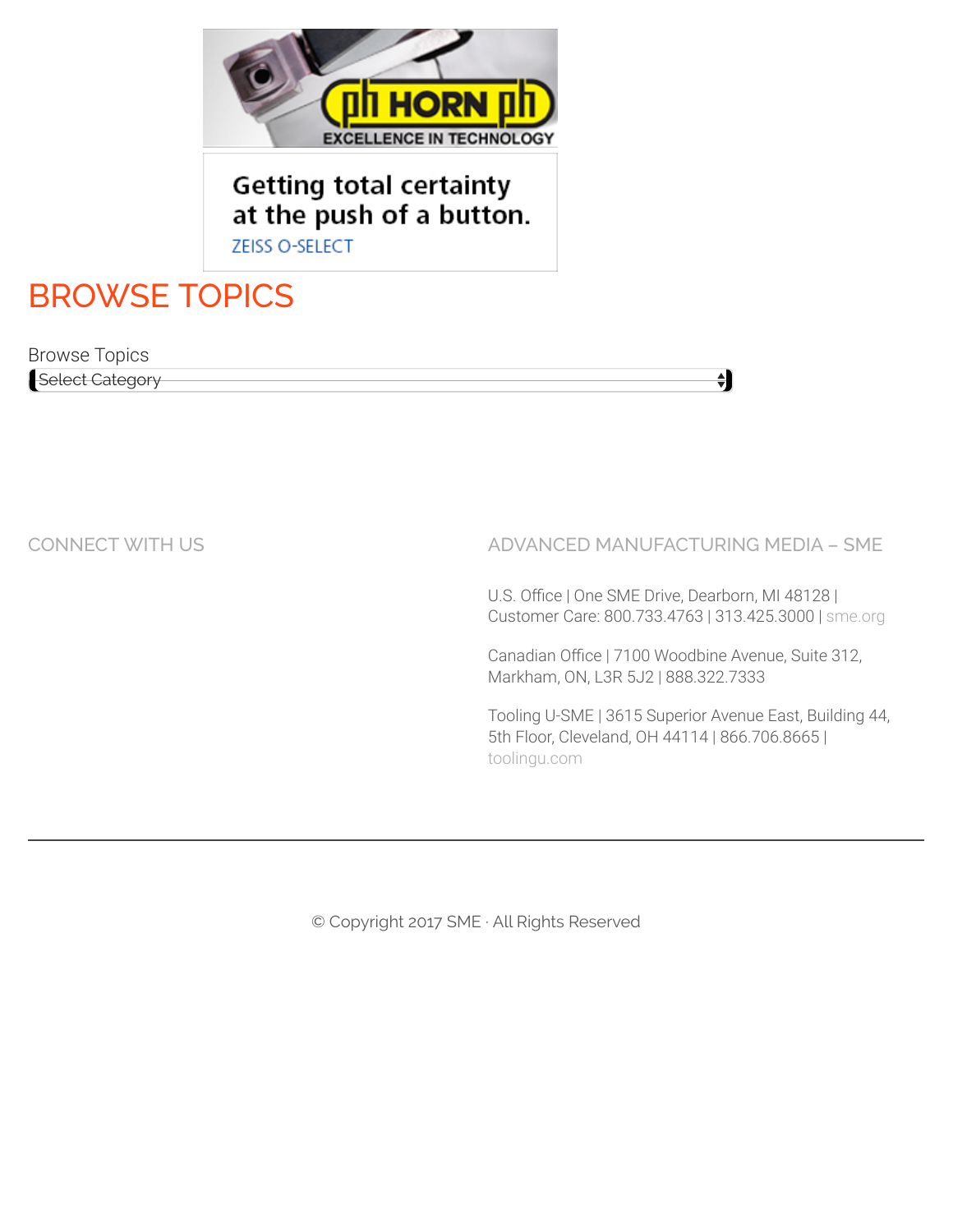Getting total certainty at the push of a button.

ZEISS O-SELECT

## BROWSE TOPICS

Browse Topics

Select Category

### CONNECT WITH US

### ADVANCED MANUFACTURING MEDIA – SME

U.S. Office | One SME Drive, Dearborn, MI 48128 | Customer Care: 800.733.4763 | 313.425.3000 | sme.org

Canadian Office | 7100 Woodbine Avenue, Suite 312, Markham, ON, L3R 5J2 | 888.322.7333

Tooling U-SME | 3615 Superior Avenue East, Building 44, 5th Floor, Cleveland, OH 44114 | 866.706.8665 | toolingu.com

---

© Copyright 2017 SME · All Rights Reserved